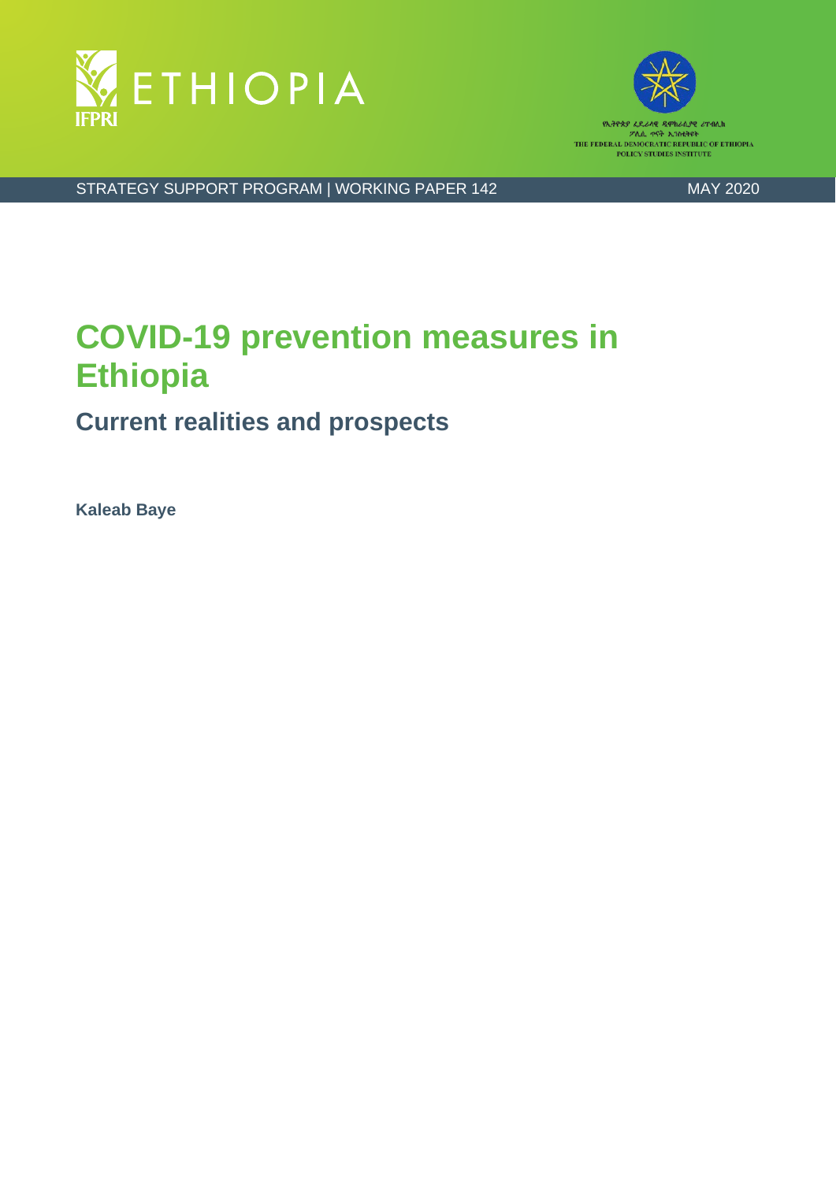ETHIOPIA

IFPRI

የኢትዮጵያ ፌደራላዊ ዲሞክራሲያዊ ሪፐብሊክ
ፖሊሲ ጥናት ኢንስቲትዩት
THE FEDERAL DEMOCRATIC REPUBLIC OF ETHIOPIA
POLICY STUDIES INSTITUTE

STRATEGY SUPPORT PROGRAM | WORKING PAPER 142 MAY 2020

# COVID-19 prevention measures in Ethiopia

## Current realities and prospects

**Kaleab Baye**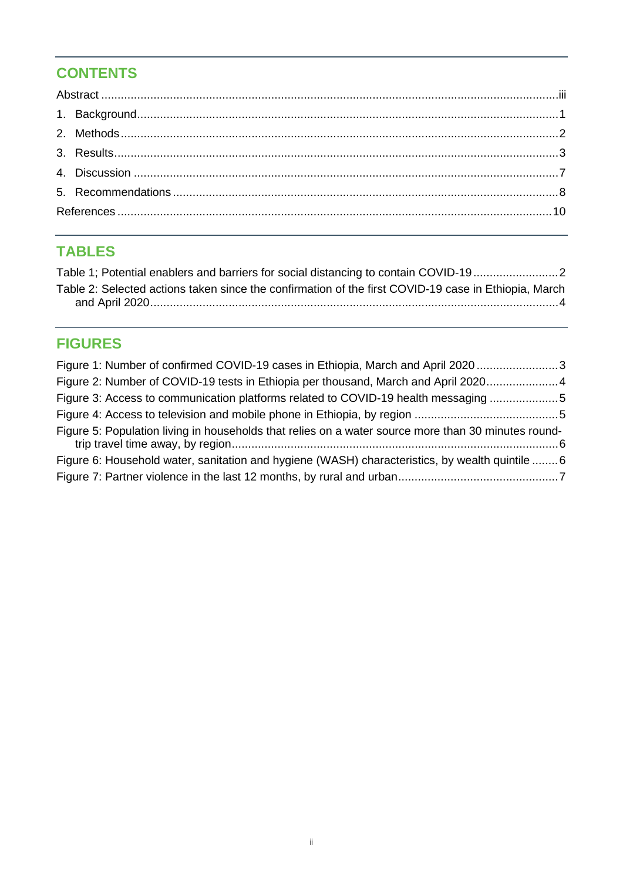## CONTENTS

Abstract ....................................................................................................................................iii

1. Background................................................................................................................................1
2. Methods.....................................................................................................................................2
3. Results.......................................................................................................................................3
4. Discussion .................................................................................................................................7
5. Recommendations .....................................................................................................................8

References ....................................................................................................................................10

## TABLES

Table 1; Potential enablers and barriers for social distancing to contain COVID-19 ..........................2

Table 2: Selected actions taken since the confirmation of the first COVID-19 case in Ethiopia, March and April 2020............................................................................................................................4

## FIGURES

Figure 1: Number of confirmed COVID-19 cases in Ethiopia, March and April 2020 .........................3

Figure 2: Number of COVID-19 tests in Ethiopia per thousand, March and April 2020......................4

Figure 3: Access to communication platforms related to COVID-19 health messaging .....................5

Figure 4: Access to television and mobile phone in Ethiopia, by region ............................................5

Figure 5: Population living in households that relies on a water source more than 30 minutes round-trip travel time away, by region....................................................................................................6

Figure 6: Household water, sanitation and hygiene (WASH) characteristics, by wealth quintile .........6

Figure 7: Partner violence in the last 12 months, by rural and urban.................................................7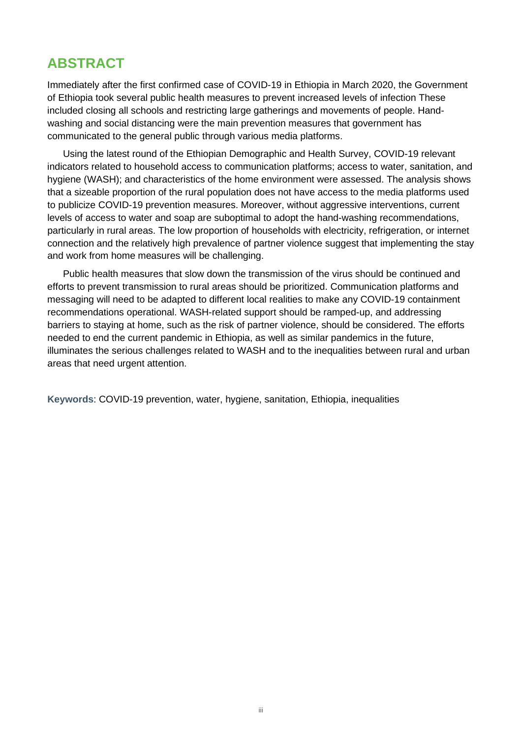# ABSTRACT

Immediately after the first confirmed case of COVID-19 in Ethiopia in March 2020, the Government of Ethiopia took several public health measures to prevent increased levels of infection These included closing all schools and restricting large gatherings and movements of people. Hand-washing and social distancing were the main prevention measures that government has communicated to the general public through various media platforms.

Using the latest round of the Ethiopian Demographic and Health Survey, COVID-19 relevant indicators related to household access to communication platforms; access to water, sanitation, and hygiene (WASH); and characteristics of the home environment were assessed. The analysis shows that a sizeable proportion of the rural population does not have access to the media platforms used to publicize COVID-19 prevention measures. Moreover, without aggressive interventions, current levels of access to water and soap are suboptimal to adopt the hand-washing recommendations, particularly in rural areas. The low proportion of households with electricity, refrigeration, or internet connection and the relatively high prevalence of partner violence suggest that implementing the stay and work from home measures will be challenging.

Public health measures that slow down the transmission of the virus should be continued and efforts to prevent transmission to rural areas should be prioritized. Communication platforms and messaging will need to be adapted to different local realities to make any COVID-19 containment recommendations operational. WASH-related support should be ramped-up, and addressing barriers to staying at home, such as the risk of partner violence, should be considered. The efforts needed to end the current pandemic in Ethiopia, as well as similar pandemics in the future, illuminates the serious challenges related to WASH and to the inequalities between rural and urban areas that need urgent attention.

**Keywords**: COVID-19 prevention, water, hygiene, sanitation, Ethiopia, inequalities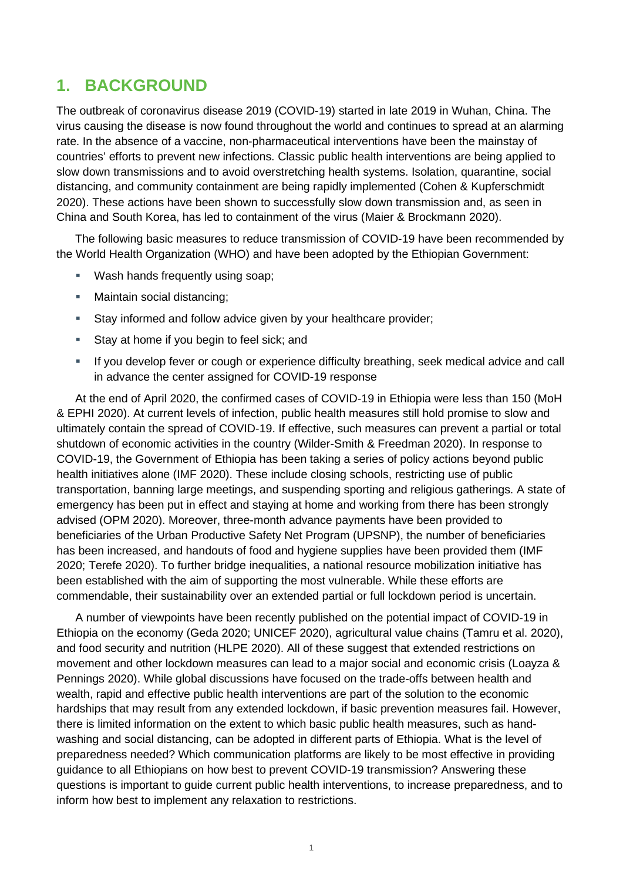# 1. BACKGROUND

The outbreak of coronavirus disease 2019 (COVID-19) started in late 2019 in Wuhan, China. The virus causing the disease is now found throughout the world and continues to spread at an alarming rate. In the absence of a vaccine, non-pharmaceutical interventions have been the mainstay of countries' efforts to prevent new infections. Classic public health interventions are being applied to slow down transmissions and to avoid overstretching health systems. Isolation, quarantine, social distancing, and community containment are being rapidly implemented (Cohen & Kupferschmidt 2020). These actions have been shown to successfully slow down transmission and, as seen in China and South Korea, has led to containment of the virus (Maier & Brockmann 2020).

The following basic measures to reduce transmission of COVID-19 have been recommended by the World Health Organization (WHO) and have been adopted by the Ethiopian Government:

- Wash hands frequently using soap;
- Maintain social distancing;
- Stay informed and follow advice given by your healthcare provider;
- Stay at home if you begin to feel sick; and
- If you develop fever or cough or experience difficulty breathing, seek medical advice and call in advance the center assigned for COVID-19 response

At the end of April 2020, the confirmed cases of COVID-19 in Ethiopia were less than 150 (MoH & EPHI 2020). At current levels of infection, public health measures still hold promise to slow and ultimately contain the spread of COVID-19. If effective, such measures can prevent a partial or total shutdown of economic activities in the country (Wilder-Smith & Freedman 2020). In response to COVID-19, the Government of Ethiopia has been taking a series of policy actions beyond public health initiatives alone (IMF 2020). These include closing schools, restricting use of public transportation, banning large meetings, and suspending sporting and religious gatherings. A state of emergency has been put in effect and staying at home and working from there has been strongly advised (OPM 2020). Moreover, three-month advance payments have been provided to beneficiaries of the Urban Productive Safety Net Program (UPSNP), the number of beneficiaries has been increased, and handouts of food and hygiene supplies have been provided them (IMF 2020; Terefe 2020). To further bridge inequalities, a national resource mobilization initiative has been established with the aim of supporting the most vulnerable. While these efforts are commendable, their sustainability over an extended partial or full lockdown period is uncertain.

A number of viewpoints have been recently published on the potential impact of COVID-19 in Ethiopia on the economy (Geda 2020; UNICEF 2020), agricultural value chains (Tamru et al. 2020), and food security and nutrition (HLPE 2020). All of these suggest that extended restrictions on movement and other lockdown measures can lead to a major social and economic crisis (Loayza & Pennings 2020). While global discussions have focused on the trade-offs between health and wealth, rapid and effective public health interventions are part of the solution to the economic hardships that may result from any extended lockdown, if basic prevention measures fail. However, there is limited information on the extent to which basic public health measures, such as hand-washing and social distancing, can be adopted in different parts of Ethiopia. What is the level of preparedness needed? Which communication platforms are likely to be most effective in providing guidance to all Ethiopians on how best to prevent COVID-19 transmission? Answering these questions is important to guide current public health interventions, to increase preparedness, and to inform how best to implement any relaxation to restrictions.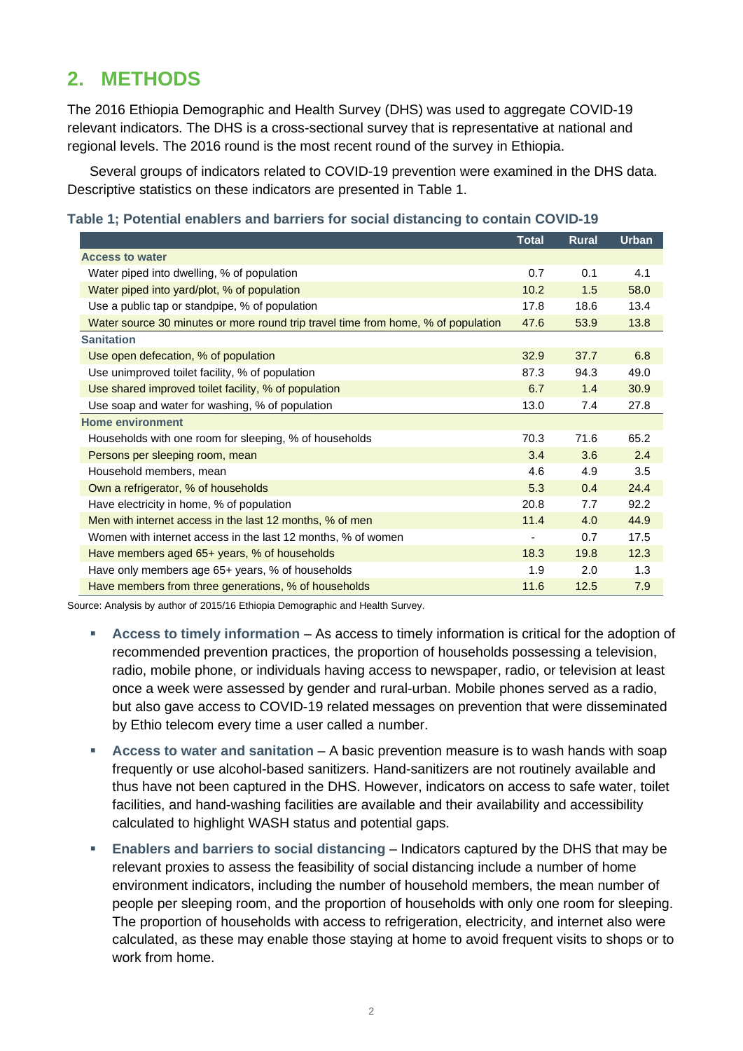## 2. METHODS

The 2016 Ethiopia Demographic and Health Survey (DHS) was used to aggregate COVID-19 relevant indicators. The DHS is a cross-sectional survey that is representative at national and regional levels. The 2016 round is the most recent round of the survey in Ethiopia.

Several groups of indicators related to COVID-19 prevention were examined in the DHS data. Descriptive statistics on these indicators are presented in Table 1.

**Table 1; Potential enablers and barriers for social distancing to contain COVID-19**

| | Total | Rural | Urban |
|---|---|---|---|
| **Access to water** | | | |
| Water piped into dwelling, % of population | 0.7 | 0.1 | 4.1 |
| Water piped into yard/plot, % of population | 10.2 | 1.5 | 58.0 |
| Use a public tap or standpipe, % of population | 17.8 | 18.6 | 13.4 |
| Water source 30 minutes or more round trip travel time from home, % of population | 47.6 | 53.9 | 13.8 |
| **Sanitation** | | | |
| Use open defecation, % of population | 32.9 | 37.7 | 6.8 |
| Use unimproved toilet facility, % of population | 87.3 | 94.3 | 49.0 |
| Use shared improved toilet facility, % of population | 6.7 | 1.4 | 30.9 |
| Use soap and water for washing, % of population | 13.0 | 7.4 | 27.8 |
| **Home environment** | | | |
| Households with one room for sleeping, % of households | 70.3 | 71.6 | 65.2 |
| Persons per sleeping room, mean | 3.4 | 3.6 | 2.4 |
| Household members, mean | 4.6 | 4.9 | 3.5 |
| Own a refrigerator, % of households | 5.3 | 0.4 | 24.4 |
| Have electricity in home, % of population | 20.8 | 7.7 | 92.2 |
| Men with internet access in the last 12 months, % of men | 11.4 | 4.0 | 44.9 |
| Women with internet access in the last 12 months, % of women | - | 0.7 | 17.5 |
| Have members aged 65+ years, % of households | 18.3 | 19.8 | 12.3 |
| Have only members age 65+ years, % of households | 1.9 | 2.0 | 1.3 |
| Have members from three generations, % of households | 11.6 | 12.5 | 7.9 |

Source: Analysis by author of 2015/16 Ethiopia Demographic and Health Survey.

- **Access to timely information** – As access to timely information is critical for the adoption of recommended prevention practices, the proportion of households possessing a television, radio, mobile phone, or individuals having access to newspaper, radio, or television at least once a week were assessed by gender and rural-urban. Mobile phones served as a radio, but also gave access to COVID-19 related messages on prevention that were disseminated by Ethio telecom every time a user called a number.
- **Access to water and sanitation** – A basic prevention measure is to wash hands with soap frequently or use alcohol-based sanitizers. Hand-sanitizers are not routinely available and thus have not been captured in the DHS. However, indicators on access to safe water, toilet facilities, and hand-washing facilities are available and their availability and accessibility calculated to highlight WASH status and potential gaps.
- **Enablers and barriers to social distancing** – Indicators captured by the DHS that may be relevant proxies to assess the feasibility of social distancing include a number of home environment indicators, including the number of household members, the mean number of people per sleeping room, and the proportion of households with only one room for sleeping. The proportion of households with access to refrigeration, electricity, and internet also were calculated, as these may enable those staying at home to avoid frequent visits to shops or to work from home.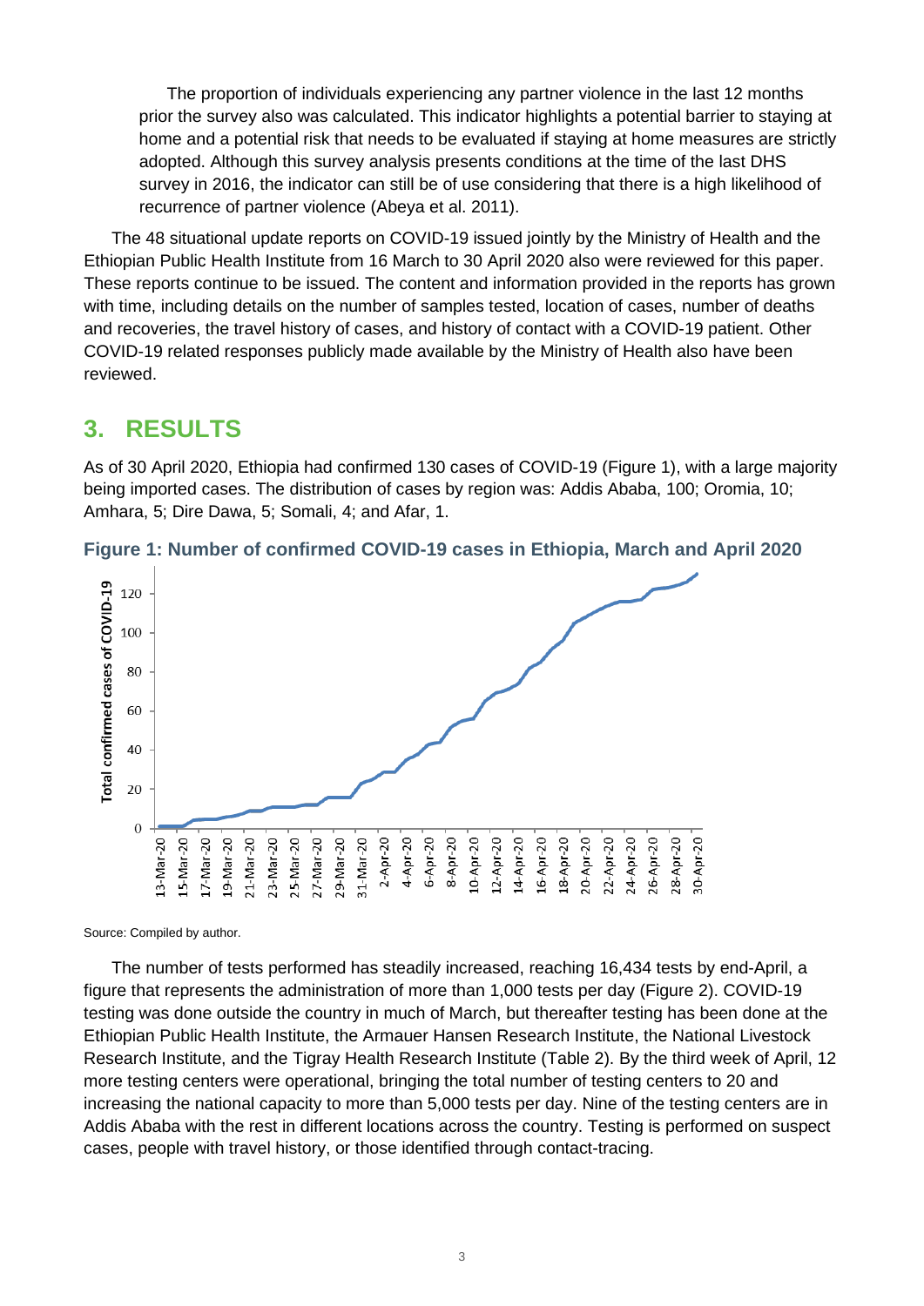The proportion of individuals experiencing any partner violence in the last 12 months prior the survey also was calculated. This indicator highlights a potential barrier to staying at home and a potential risk that needs to be evaluated if staying at home measures are strictly adopted. Although this survey analysis presents conditions at the time of the last DHS survey in 2016, the indicator can still be of use considering that there is a high likelihood of recurrence of partner violence (Abeya et al. 2011).

The 48 situational update reports on COVID-19 issued jointly by the Ministry of Health and the Ethiopian Public Health Institute from 16 March to 30 April 2020 also were reviewed for this paper. These reports continue to be issued. The content and information provided in the reports has grown with time, including details on the number of samples tested, location of cases, number of deaths and recoveries, the travel history of cases, and history of contact with a COVID-19 patient. Other COVID-19 related responses publicly made available by the Ministry of Health also have been reviewed.

## 3. RESULTS

As of 30 April 2020, Ethiopia had confirmed 130 cases of COVID-19 (Figure 1), with a large majority being imported cases. The distribution of cases by region was: Addis Ababa, 100; Oromia, 10; Amhara, 5; Dire Dawa, 5; Somali, 4; and Afar, 1.

**Figure 1: Number of confirmed COVID-19 cases in Ethiopia, March and April 2020**

Source: Compiled by author.

The number of tests performed has steadily increased, reaching 16,434 tests by end-April, a figure that represents the administration of more than 1,000 tests per day (Figure 2). COVID-19 testing was done outside the country in much of March, but thereafter testing has been done at the Ethiopian Public Health Institute, the Armauer Hansen Research Institute, the National Livestock Research Institute, and the Tigray Health Research Institute (Table 2). By the third week of April, 12 more testing centers were operational, bringing the total number of testing centers to 20 and increasing the national capacity to more than 5,000 tests per day. Nine of the testing centers are in Addis Ababa with the rest in different locations across the country. Testing is performed on suspect cases, people with travel history, or those identified through contact-tracing.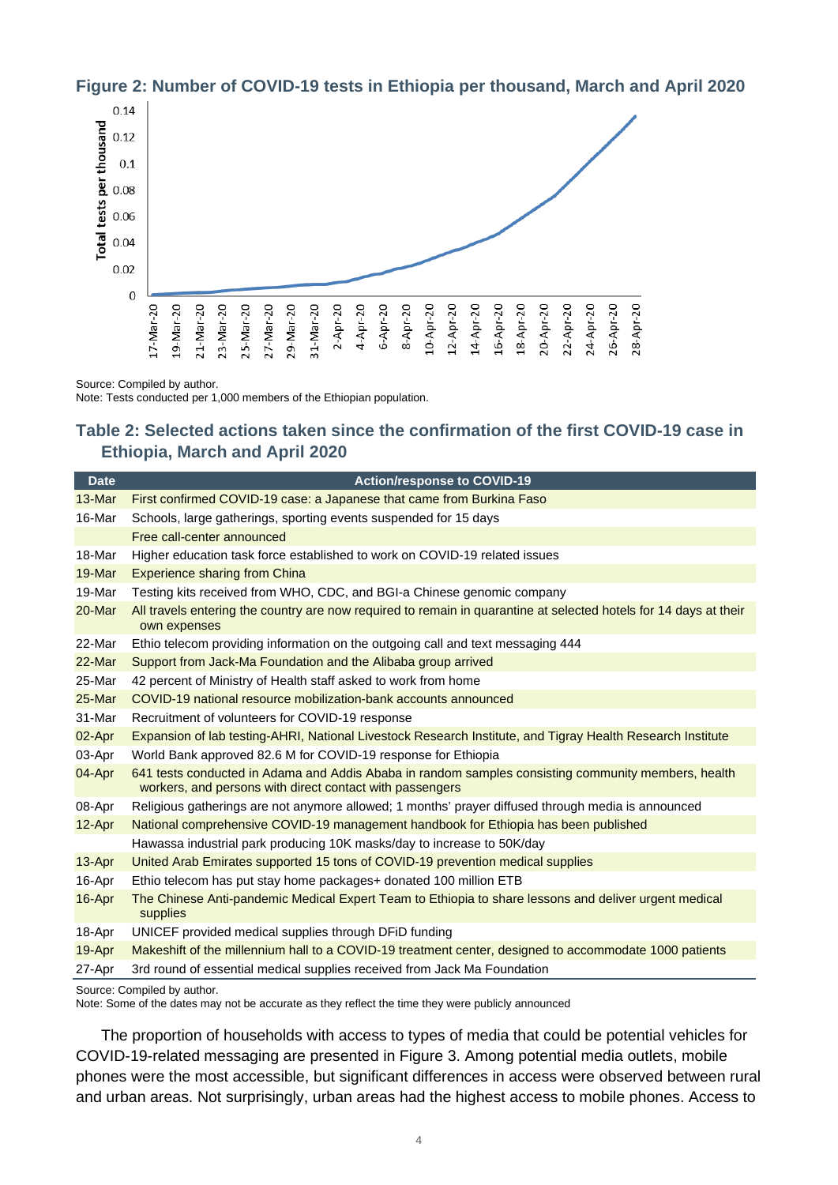**Figure 2: Number of COVID-19 tests in Ethiopia per thousand, March and April 2020**

Source: Compiled by author.
Note: Tests conducted per 1,000 members of the Ethiopian population.

**Table 2: Selected actions taken since the confirmation of the first COVID-19 case in Ethiopia, March and April 2020**

| Date | Action/response to COVID-19 |
|---|---|
| 13-Mar | First confirmed COVID-19 case: a Japanese that came from Burkina Faso |
| 16-Mar | Schools, large gatherings, sporting events suspended for 15 days |
| | Free call-center announced |
| 18-Mar | Higher education task force established to work on COVID-19 related issues |
| 19-Mar | Experience sharing from China |
| 19-Mar | Testing kits received from WHO, CDC, and BGI-a Chinese genomic company |
| 20-Mar | All travels entering the country are now required to remain in quarantine at selected hotels for 14 days at their own expenses |
| 22-Mar | Ethio telecom providing information on the outgoing call and text messaging 444 |
| 22-Mar | Support from Jack-Ma Foundation and the Alibaba group arrived |
| 25-Mar | 42 percent of Ministry of Health staff asked to work from home |
| 25-Mar | COVID-19 national resource mobilization-bank accounts announced |
| 31-Mar | Recruitment of volunteers for COVID-19 response |
| 02-Apr | Expansion of lab testing-AHRI, National Livestock Research Institute, and Tigray Health Research Institute |
| 03-Apr | World Bank approved 82.6 M for COVID-19 response for Ethiopia |
| 04-Apr | 641 tests conducted in Adama and Addis Ababa in random samples consisting community members, health workers, and persons with direct contact with passengers |
| 08-Apr | Religious gatherings are not anymore allowed; 1 months' prayer diffused through media is announced |
| 12-Apr | National comprehensive COVID-19 management handbook for Ethiopia has been published |
| | Hawassa industrial park producing 10K masks/day to increase to 50K/day |
| 13-Apr | United Arab Emirates supported 15 tons of COVID-19 prevention medical supplies |
| 16-Apr | Ethio telecom has put stay home packages+ donated 100 million ETB |
| 16-Apr | The Chinese Anti-pandemic Medical Expert Team to Ethiopia to share lessons and deliver urgent medical supplies |
| 18-Apr | UNICEF provided medical supplies through DFiD funding |
| 19-Apr | Makeshift of the millennium hall to a COVID-19 treatment center, designed to accommodate 1000 patients |
| 27-Apr | 3rd round of essential medical supplies received from Jack Ma Foundation |

Source: Compiled by author.
Note: Some of the dates may not be accurate as they reflect the time they were publicly announced

The proportion of households with access to types of media that could be potential vehicles for COVID-19-related messaging are presented in Figure 3. Among potential media outlets, mobile phones were the most accessible, but significant differences in access were observed between rural and urban areas. Not surprisingly, urban areas had the highest access to mobile phones. Access to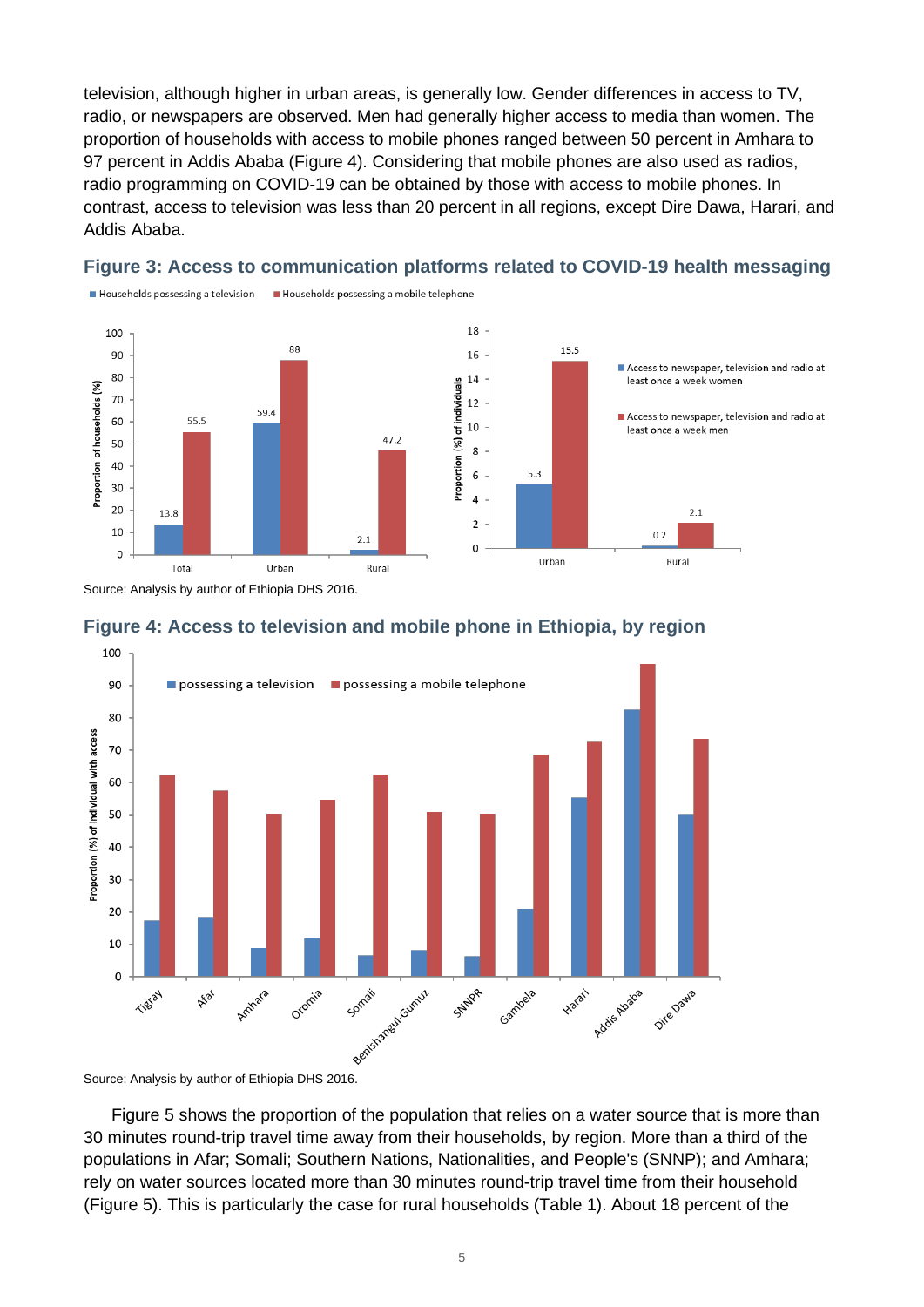television, although higher in urban areas, is generally low. Gender differences in access to TV, radio, or newspapers are observed. Men had generally higher access to media than women. The proportion of households with access to mobile phones ranged between 50 percent in Amhara to 97 percent in Addis Ababa (Figure 4). Considering that mobile phones are also used as radios, radio programming on COVID-19 can be obtained by those with access to mobile phones. In contrast, access to television was less than 20 percent in all regions, except Dire Dawa, Harari, and Addis Ababa.

### Figure 3: Access to communication platforms related to COVID-19 health messaging

Source: Analysis by author of Ethiopia DHS 2016.

### Figure 4: Access to television and mobile phone in Ethiopia, by region

Source: Analysis by author of Ethiopia DHS 2016.

Figure 5 shows the proportion of the population that relies on a water source that is more than 30 minutes round-trip travel time away from their households, by region. More than a third of the populations in Afar; Somali; Southern Nations, Nationalities, and People's (SNNP); and Amhara; rely on water sources located more than 30 minutes round-trip travel time from their household (Figure 5). This is particularly the case for rural households (Table 1). About 18 percent of the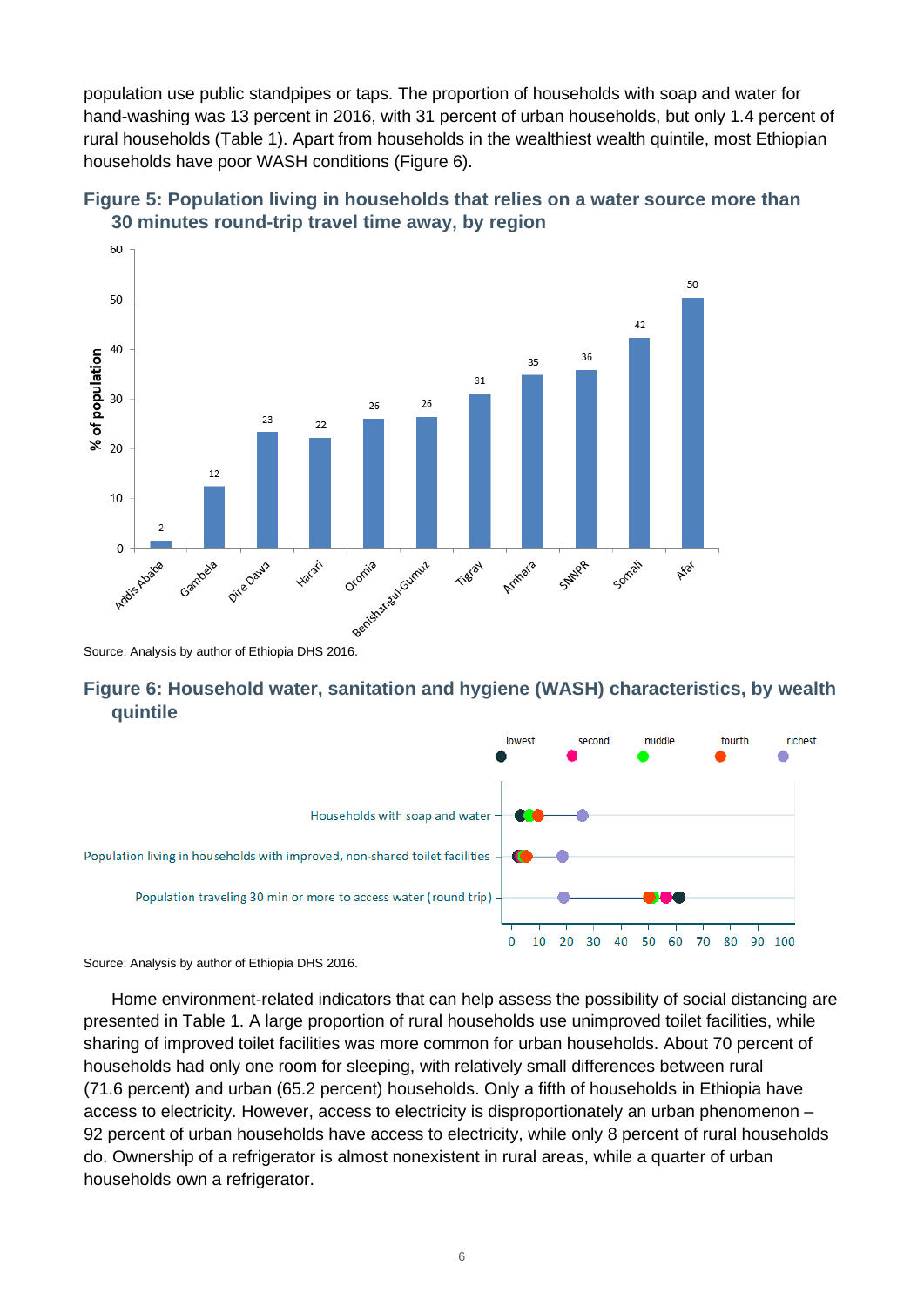population use public standpipes or taps. The proportion of households with soap and water for hand-washing was 13 percent in 2016, with 31 percent of urban households, but only 1.4 percent of rural households (Table 1). Apart from households in the wealthiest wealth quintile, most Ethiopian households have poor WASH conditions (Figure 6).

**Figure 5: Population living in households that relies on a water source more than 30 minutes round-trip travel time away, by region**

Source: Analysis by author of Ethiopia DHS 2016.

**Figure 6: Household water, sanitation and hygiene (WASH) characteristics, by wealth quintile**

Source: Analysis by author of Ethiopia DHS 2016.

Home environment-related indicators that can help assess the possibility of social distancing are presented in Table 1. A large proportion of rural households use unimproved toilet facilities, while sharing of improved toilet facilities was more common for urban households. About 70 percent of households had only one room for sleeping, with relatively small differences between rural (71.6 percent) and urban (65.2 percent) households. Only a fifth of households in Ethiopia have access to electricity. However, access to electricity is disproportionately an urban phenomenon – 92 percent of urban households have access to electricity, while only 8 percent of rural households do. Ownership of a refrigerator is almost nonexistent in rural areas, while a quarter of urban households own a refrigerator.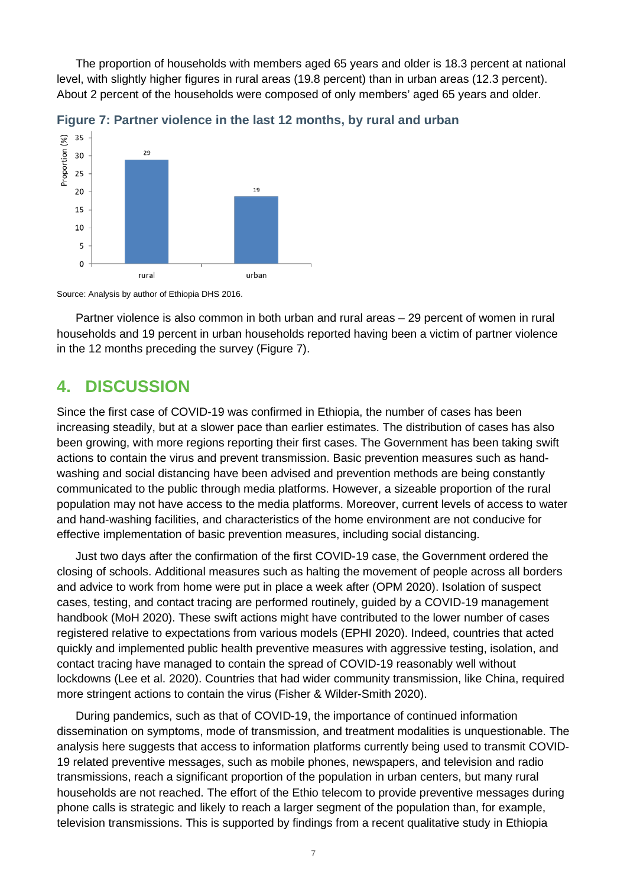The proportion of households with members aged 65 years and older is 18.3 percent at national level, with slightly higher figures in rural areas (19.8 percent) than in urban areas (12.3 percent). About 2 percent of the households were composed of only members' aged 65 years and older.

**Figure 7: Partner violence in the last 12 months, by rural and urban**

| | Proportion (%) |
|---|---|
| rural | 29 |
| urban | 19 |

Source: Analysis by author of Ethiopia DHS 2016.

Partner violence is also common in both urban and rural areas – 29 percent of women in rural households and 19 percent in urban households reported having been a victim of partner violence in the 12 months preceding the survey (Figure 7).

# 4. DISCUSSION

Since the first case of COVID-19 was confirmed in Ethiopia, the number of cases has been increasing steadily, but at a slower pace than earlier estimates. The distribution of cases has also been growing, with more regions reporting their first cases. The Government has been taking swift actions to contain the virus and prevent transmission. Basic prevention measures such as hand-washing and social distancing have been advised and prevention methods are being constantly communicated to the public through media platforms. However, a sizeable proportion of the rural population may not have access to the media platforms. Moreover, current levels of access to water and hand-washing facilities, and characteristics of the home environment are not conducive for effective implementation of basic prevention measures, including social distancing.

Just two days after the confirmation of the first COVID-19 case, the Government ordered the closing of schools. Additional measures such as halting the movement of people across all borders and advice to work from home were put in place a week after (OPM 2020). Isolation of suspect cases, testing, and contact tracing are performed routinely, guided by a COVID-19 management handbook (MoH 2020). These swift actions might have contributed to the lower number of cases registered relative to expectations from various models (EPHI 2020). Indeed, countries that acted quickly and implemented public health preventive measures with aggressive testing, isolation, and contact tracing have managed to contain the spread of COVID-19 reasonably well without lockdowns (Lee et al. 2020). Countries that had wider community transmission, like China, required more stringent actions to contain the virus (Fisher & Wilder-Smith 2020).

During pandemics, such as that of COVID-19, the importance of continued information dissemination on symptoms, mode of transmission, and treatment modalities is unquestionable. The analysis here suggests that access to information platforms currently being used to transmit COVID-19 related preventive messages, such as mobile phones, newspapers, and television and radio transmissions, reach a significant proportion of the population in urban centers, but many rural households are not reached. The effort of the Ethio telecom to provide preventive messages during phone calls is strategic and likely to reach a larger segment of the population than, for example, television transmissions. This is supported by findings from a recent qualitative study in Ethiopia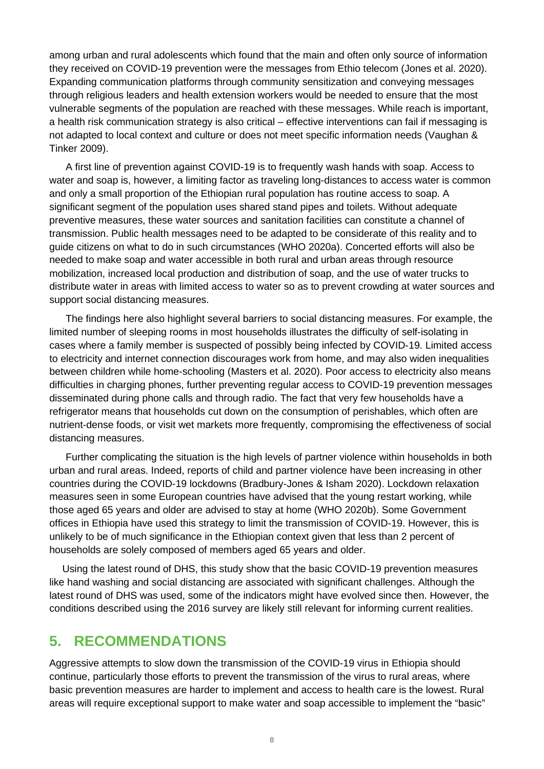among urban and rural adolescents which found that the main and often only source of information they received on COVID-19 prevention were the messages from Ethio telecom (Jones et al. 2020). Expanding communication platforms through community sensitization and conveying messages through religious leaders and health extension workers would be needed to ensure that the most vulnerable segments of the population are reached with these messages. While reach is important, a health risk communication strategy is also critical – effective interventions can fail if messaging is not adapted to local context and culture or does not meet specific information needs (Vaughan & Tinker 2009).

A first line of prevention against COVID-19 is to frequently wash hands with soap. Access to water and soap is, however, a limiting factor as traveling long-distances to access water is common and only a small proportion of the Ethiopian rural population has routine access to soap. A significant segment of the population uses shared stand pipes and toilets. Without adequate preventive measures, these water sources and sanitation facilities can constitute a channel of transmission. Public health messages need to be adapted to be considerate of this reality and to guide citizens on what to do in such circumstances (WHO 2020a). Concerted efforts will also be needed to make soap and water accessible in both rural and urban areas through resource mobilization, increased local production and distribution of soap, and the use of water trucks to distribute water in areas with limited access to water so as to prevent crowding at water sources and support social distancing measures.

The findings here also highlight several barriers to social distancing measures. For example, the limited number of sleeping rooms in most households illustrates the difficulty of self-isolating in cases where a family member is suspected of possibly being infected by COVID-19. Limited access to electricity and internet connection discourages work from home, and may also widen inequalities between children while home-schooling (Masters et al. 2020). Poor access to electricity also means difficulties in charging phones, further preventing regular access to COVID-19 prevention messages disseminated during phone calls and through radio. The fact that very few households have a refrigerator means that households cut down on the consumption of perishables, which often are nutrient-dense foods, or visit wet markets more frequently, compromising the effectiveness of social distancing measures.

Further complicating the situation is the high levels of partner violence within households in both urban and rural areas. Indeed, reports of child and partner violence have been increasing in other countries during the COVID-19 lockdowns (Bradbury-Jones & Isham 2020). Lockdown relaxation measures seen in some European countries have advised that the young restart working, while those aged 65 years and older are advised to stay at home (WHO 2020b). Some Government offices in Ethiopia have used this strategy to limit the transmission of COVID-19. However, this is unlikely to be of much significance in the Ethiopian context given that less than 2 percent of households are solely composed of members aged 65 years and older.

Using the latest round of DHS, this study show that the basic COVID-19 prevention measures like hand washing and social distancing are associated with significant challenges. Although the latest round of DHS was used, some of the indicators might have evolved since then. However, the conditions described using the 2016 survey are likely still relevant for informing current realities.

## 5. RECOMMENDATIONS

Aggressive attempts to slow down the transmission of the COVID-19 virus in Ethiopia should continue, particularly those efforts to prevent the transmission of the virus to rural areas, where basic prevention measures are harder to implement and access to health care is the lowest. Rural areas will require exceptional support to make water and soap accessible to implement the "basic"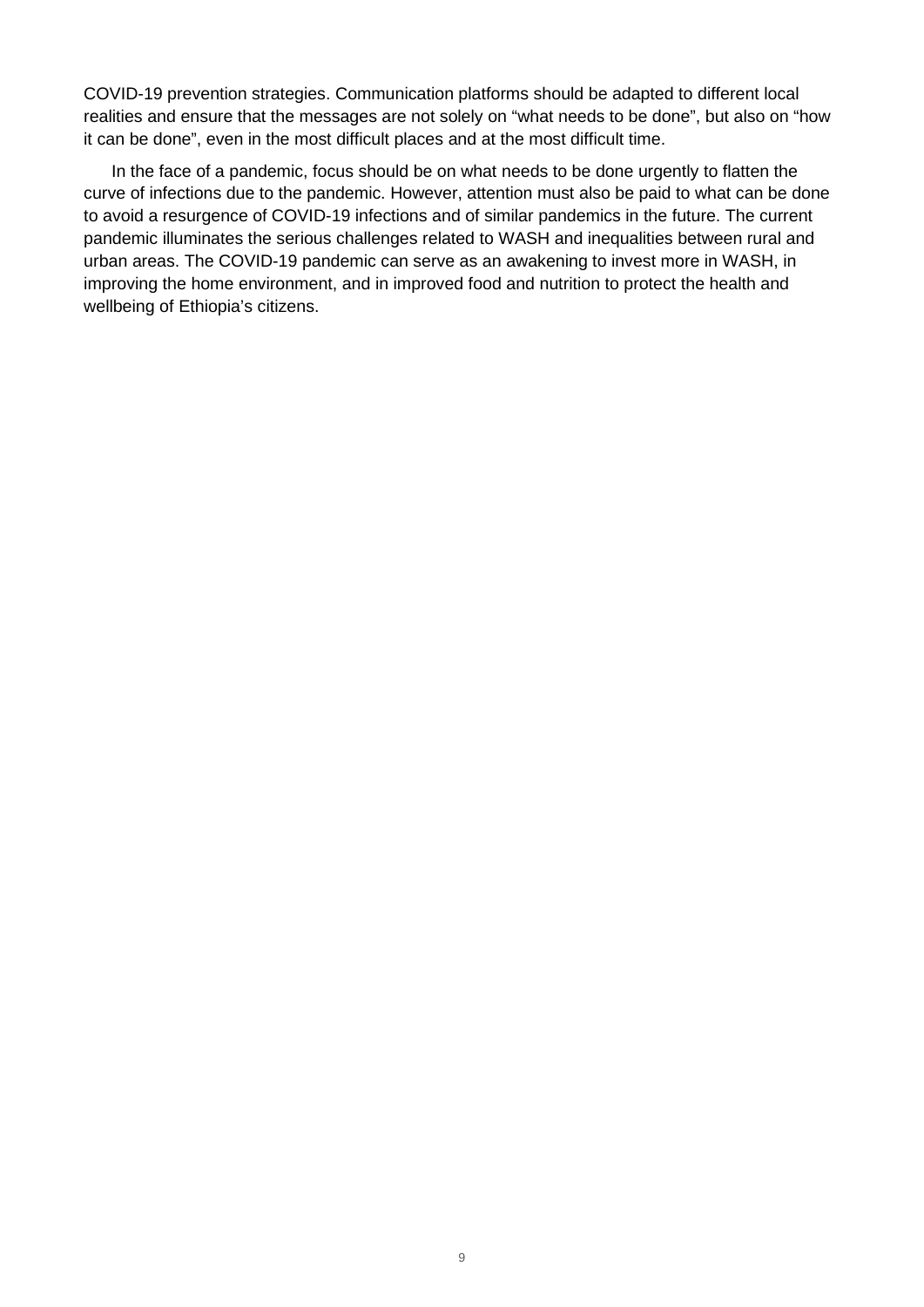COVID-19 prevention strategies. Communication platforms should be adapted to different local realities and ensure that the messages are not solely on “what needs to be done”, but also on “how it can be done”, even in the most difficult places and at the most difficult time.

In the face of a pandemic, focus should be on what needs to be done urgently to flatten the curve of infections due to the pandemic. However, attention must also be paid to what can be done to avoid a resurgence of COVID-19 infections and of similar pandemics in the future. The current pandemic illuminates the serious challenges related to WASH and inequalities between rural and urban areas. The COVID-19 pandemic can serve as an awakening to invest more in WASH, in improving the home environment, and in improved food and nutrition to protect the health and wellbeing of Ethiopia’s citizens.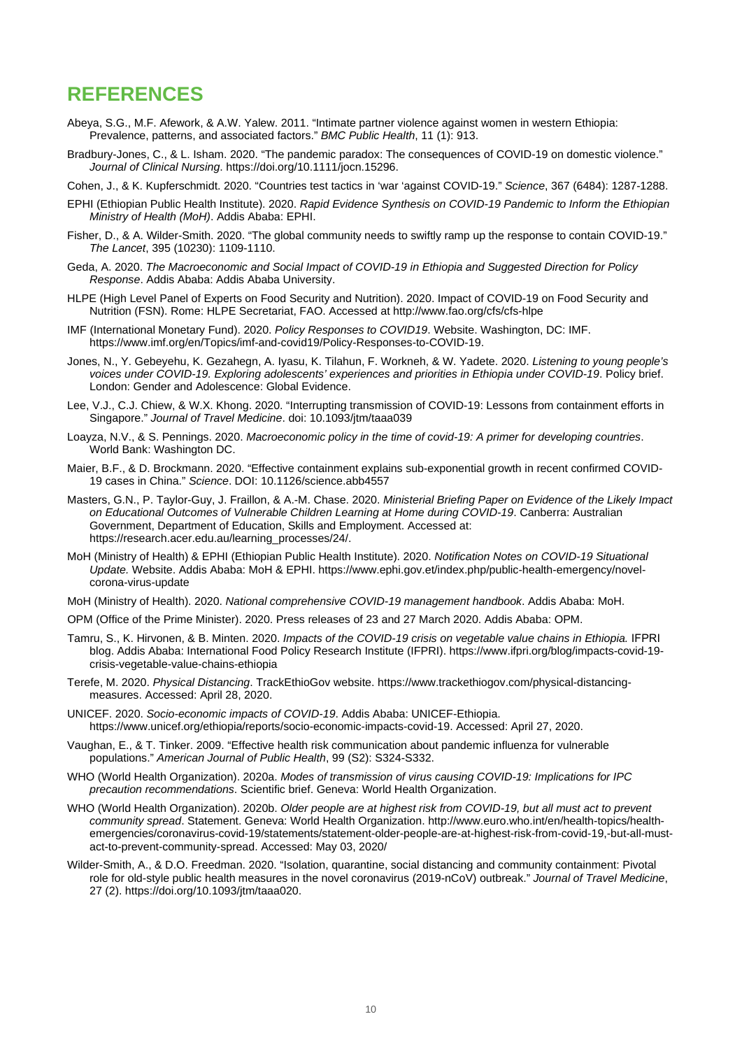# REFERENCES

Abeya, S.G., M.F. Afework, & A.W. Yalew. 2011. "Intimate partner violence against women in western Ethiopia: Prevalence, patterns, and associated factors." *BMC Public Health*, 11 (1): 913.

Bradbury-Jones, C., & L. Isham. 2020. "The pandemic paradox: The consequences of COVID-19 on domestic violence." *Journal of Clinical Nursing*. https://doi.org/10.1111/jocn.15296.

Cohen, J., & K. Kupferschmidt. 2020. "Countries test tactics in 'war 'against COVID-19." *Science*, 367 (6484): 1287-1288.

EPHI (Ethiopian Public Health Institute). 2020. *Rapid Evidence Synthesis on COVID-19 Pandemic to Inform the Ethiopian Ministry of Health (MoH)*. Addis Ababa: EPHI.

Fisher, D., & A. Wilder-Smith. 2020. "The global community needs to swiftly ramp up the response to contain COVID-19." *The Lancet*, 395 (10230): 1109-1110.

Geda, A. 2020. *The Macroeconomic and Social Impact of COVID-19 in Ethiopia and Suggested Direction for Policy Response*. Addis Ababa: Addis Ababa University.

HLPE (High Level Panel of Experts on Food Security and Nutrition). 2020. Impact of COVID-19 on Food Security and Nutrition (FSN). Rome: HLPE Secretariat, FAO. Accessed at http://www.fao.org/cfs/cfs-hlpe

IMF (International Monetary Fund). 2020. *Policy Responses to COVID19*. Website. Washington, DC: IMF. https://www.imf.org/en/Topics/imf-and-covid19/Policy-Responses-to-COVID-19.

Jones, N., Y. Gebeyehu, K. Gezahegn, A. Iyasu, K. Tilahun, F. Workneh, & W. Yadete. 2020. *Listening to young people's voices under COVID-19. Exploring adolescents' experiences and priorities in Ethiopia under COVID-19*. Policy brief. London: Gender and Adolescence: Global Evidence.

Lee, V.J., C.J. Chiew, & W.X. Khong. 2020. "Interrupting transmission of COVID-19: Lessons from containment efforts in Singapore." *Journal of Travel Medicine*. doi: 10.1093/jtm/taaa039

Loayza, N.V., & S. Pennings. 2020. *Macroeconomic policy in the time of covid-19: A primer for developing countries*. World Bank: Washington DC.

Maier, B.F., & D. Brockmann. 2020. "Effective containment explains sub-exponential growth in recent confirmed COVID-19 cases in China." *Science*. DOI: 10.1126/science.abb4557

Masters, G.N., P. Taylor-Guy, J. Fraillon, & A.-M. Chase. 2020. *Ministerial Briefing Paper on Evidence of the Likely Impact on Educational Outcomes of Vulnerable Children Learning at Home during COVID-19*. Canberra: Australian Government, Department of Education, Skills and Employment. Accessed at: https://research.acer.edu.au/learning_processes/24/.

MoH (Ministry of Health) & EPHI (Ethiopian Public Health Institute). 2020. *Notification Notes on COVID-19 Situational Update.* Website. Addis Ababa: MoH & EPHI. https://www.ephi.gov.et/index.php/public-health-emergency/novel-corona-virus-update

MoH (Ministry of Health). 2020. *National comprehensive COVID-19 management handbook*. Addis Ababa: MoH.

OPM (Office of the Prime Minister). 2020. Press releases of 23 and 27 March 2020. Addis Ababa: OPM.

Tamru, S., K. Hirvonen, & B. Minten. 2020. *Impacts of the COVID-19 crisis on vegetable value chains in Ethiopia.* IFPRI blog. Addis Ababa: International Food Policy Research Institute (IFPRI). https://www.ifpri.org/blog/impacts-covid-19-crisis-vegetable-value-chains-ethiopia

Terefe, M. 2020. *Physical Distancing*. TrackEthioGov website. https://www.trackethiogov.com/physical-distancing-measures. Accessed: April 28, 2020.

UNICEF. 2020. *Socio-economic impacts of COVID-19*. Addis Ababa: UNICEF-Ethiopia. https://www.unicef.org/ethiopia/reports/socio-economic-impacts-covid-19. Accessed: April 27, 2020.

Vaughan, E., & T. Tinker. 2009. "Effective health risk communication about pandemic influenza for vulnerable populations." *American Journal of Public Health*, 99 (S2): S324-S332.

WHO (World Health Organization). 2020a. *Modes of transmission of virus causing COVID-19: Implications for IPC precaution recommendations*. Scientific brief. Geneva: World Health Organization.

WHO (World Health Organization). 2020b. *Older people are at highest risk from COVID-19, but all must act to prevent community spread*. Statement. Geneva: World Health Organization. http://www.euro.who.int/en/health-topics/health-emergencies/coronavirus-covid-19/statements/statement-older-people-are-at-highest-risk-from-covid-19,-but-all-must-act-to-prevent-community-spread. Accessed: May 03, 2020/

Wilder-Smith, A., & D.O. Freedman. 2020. "Isolation, quarantine, social distancing and community containment: Pivotal role for old-style public health measures in the novel coronavirus (2019-nCoV) outbreak." *Journal of Travel Medicine*, 27 (2). https://doi.org/10.1093/jtm/taaa020.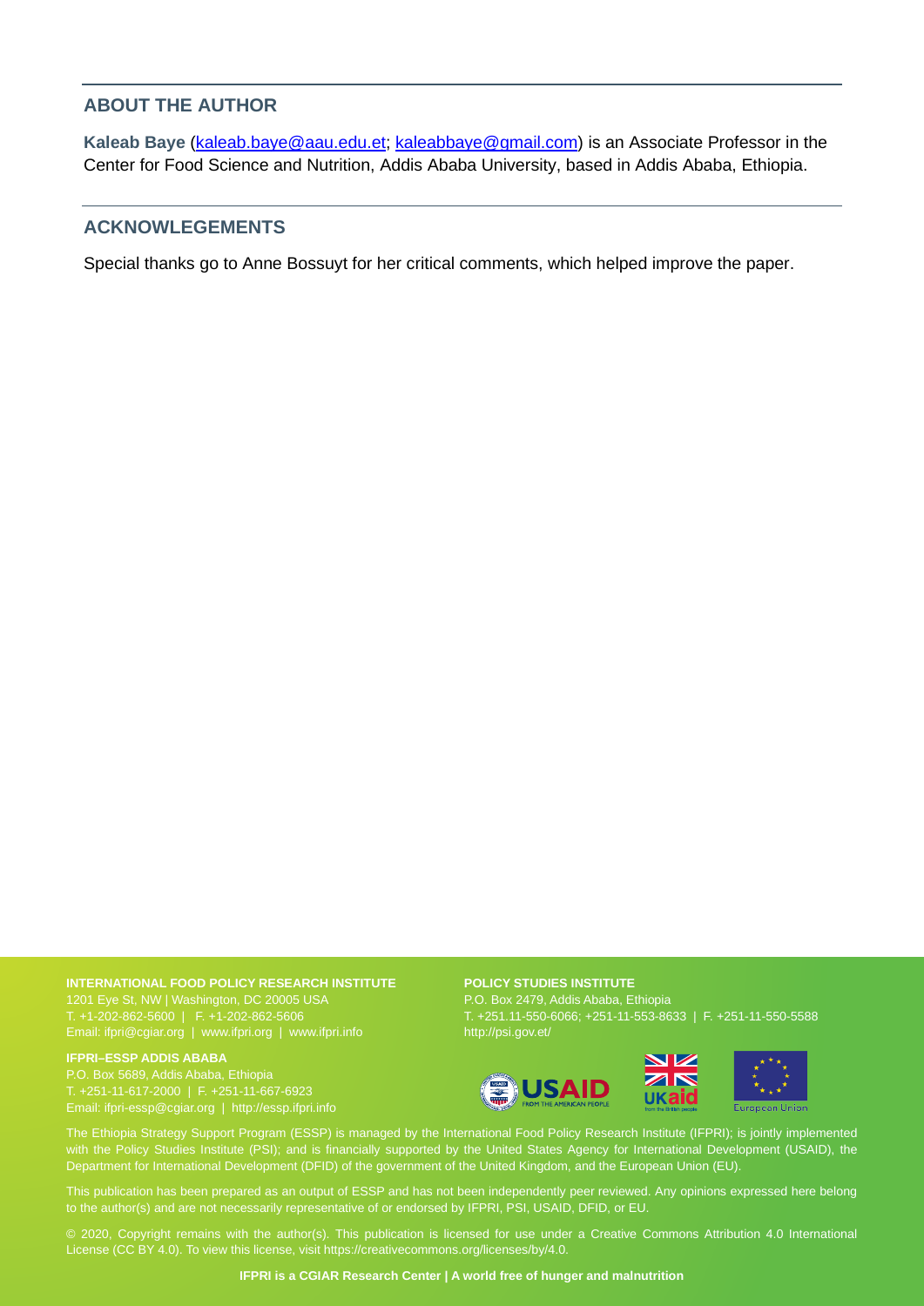## ABOUT THE AUTHOR

**Kaleab Baye** (kaleab.baye@aau.edu.et; kaleabbaye@gmail.com) is an Associate Professor in the Center for Food Science and Nutrition, Addis Ababa University, based in Addis Ababa, Ethiopia.

## ACKNOWLEGEMENTS

Special thanks go to Anne Bossuyt for her critical comments, which helped improve the paper.

**INTERNATIONAL FOOD POLICY RESEARCH INSTITUTE**
1201 Eye St, NW | Washington, DC 20005 USA
T. +1-202-862-5600 | F. +1-202-862-5606
Email: ifpri@cgiar.org | www.ifpri.org | www.ifpri.info

**IFPRI–ESSP ADDIS ABABA**
P.O. Box 5689, Addis Ababa, Ethiopia
T. +251-11-617-2000 | F. +251-11-667-6923
Email: ifpri-essp@cgiar.org | http://essp.ifpri.info

**POLICY STUDIES INSTITUTE**
P.O. Box 2479, Addis Ababa, Ethiopia
T. +251.11-550-6066; +251-11-553-8633 | F. +251-11-550-5588
http://psi.gov.et/

The Ethiopia Strategy Support Program (ESSP) is managed by the International Food Policy Research Institute (IFPRI); is jointly implemented with the Policy Studies Institute (PSI); and is financially supported by the United States Agency for International Development (USAID), the Department for International Development (DFID) of the government of the United Kingdom, and the European Union (EU).

This publication has been prepared as an output of ESSP and has not been independently peer reviewed. Any opinions expressed here belong to the author(s) and are not necessarily representative of or endorsed by IFPRI, PSI, USAID, DFID, or EU.

© 2020, Copyright remains with the author(s). This publication is licensed for use under a Creative Commons Attribution 4.0 International License (CC BY 4.0). To view this license, visit https://creativecommons.org/licenses/by/4.0.

**IFPRI is a CGIAR Research Center | A world free of hunger and malnutrition**